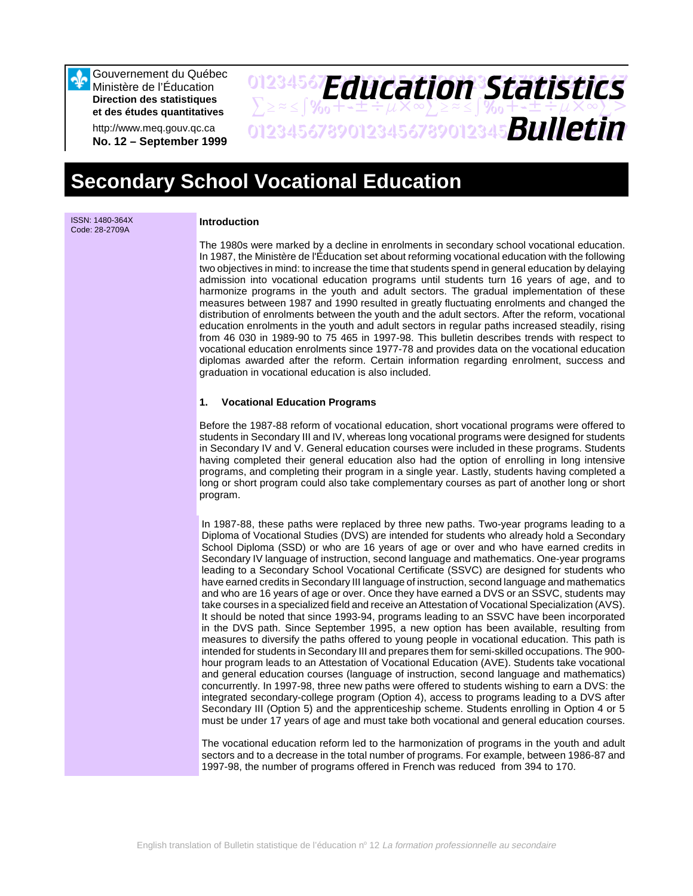Gouvernement du Québec
Ministère de l'Éducation
**Direction des statistiques et des études quantitatives**

http://www.meq.gouv.qc.ca
**No. 12 – September 1999**

# Education Statistics Bulletin

# Secondary School Vocational Education

ISSN: 1480-364X
Code: 28-2709A

**Introduction**

The 1980s were marked by a decline in enrolments in secondary school vocational education. In 1987, the Ministère de l'Éducation set about reforming vocational education with the following two objectives in mind: to increase the time that students spend in general education by delaying admission into vocational education programs until students turn 16 years of age, and to harmonize programs in the youth and adult sectors. The gradual implementation of these measures between 1987 and 1990 resulted in greatly fluctuating enrolments and changed the distribution of enrolments between the youth and the adult sectors. After the reform, vocational education enrolments in the youth and adult sectors in regular paths increased steadily, rising from 46 030 in 1989-90 to 75 465 in 1997-98. This bulletin describes trends with respect to vocational education enrolments since 1977-78 and provides data on the vocational education diplomas awarded after the reform. Certain information regarding enrolment, success and graduation in vocational education is also included.

**1. Vocational Education Programs**

Before the 1987-88 reform of vocational education, short vocational programs were offered to students in Secondary III and IV, whereas long vocational programs were designed for students in Secondary IV and V. General education courses were included in these programs. Students having completed their general education also had the option of enrolling in long intensive programs, and completing their program in a single year. Lastly, students having completed a long or short program could also take complementary courses as part of another long or short program.

In 1987-88, these paths were replaced by three new paths. Two-year programs leading to a Diploma of Vocational Studies (DVS) are intended for students who already hold a Secondary School Diploma (SSD) or who are 16 years of age or over and who have earned credits in Secondary IV language of instruction, second language and mathematics. One-year programs leading to a Secondary School Vocational Certificate (SSVC) are designed for students who have earned credits in Secondary III language of instruction, second language and mathematics and who are 16 years of age or over. Once they have earned a DVS or an SSVC, students may take courses in a specialized field and receive an Attestation of Vocational Specialization (AVS). It should be noted that since 1993-94, programs leading to an SSVC have been incorporated in the DVS path. Since September 1995, a new option has been available, resulting from measures to diversify the paths offered to young people in vocational education. This path is intended for students in Secondary III and prepares them for semi-skilled occupations. The 900-hour program leads to an Attestation of Vocational Education (AVE). Students take vocational and general education courses (language of instruction, second language and mathematics) concurrently. In 1997-98, three new paths were offered to students wishing to earn a DVS: the integrated secondary-college program (Option 4), access to programs leading to a DVS after Secondary III (Option 5) and the apprenticeship scheme. Students enrolling in Option 4 or 5 must be under 17 years of age and must take both vocational and general education courses.

The vocational education reform led to the harmonization of programs in the youth and adult sectors and to a decrease in the total number of programs. For example, between 1986-87 and 1997-98, the number of programs offered in French was reduced from 394 to 170.

English translation of Bulletin statistique de l'éducation n° 12 *La formation professionnelle au secondaire*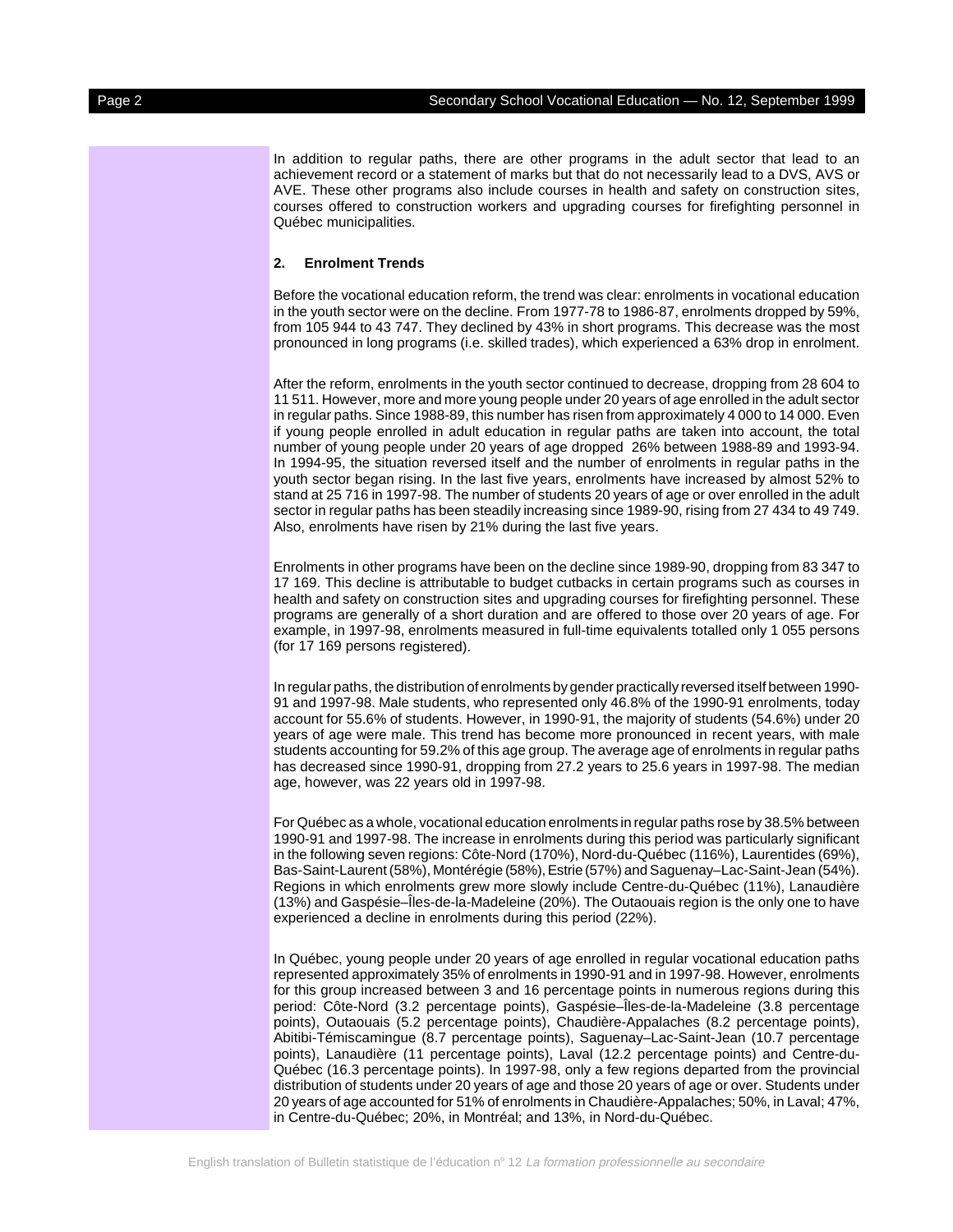In addition to regular paths, there are other programs in the adult sector that lead to an achievement record or a statement of marks but that do not necessarily lead to a DVS, AVS or AVE. These other programs also include courses in health and safety on construction sites, courses offered to construction workers and upgrading courses for firefighting personnel in Québec municipalities.

## 2. Enrolment Trends

Before the vocational education reform, the trend was clear: enrolments in vocational education in the youth sector were on the decline. From 1977-78 to 1986-87, enrolments dropped by 59%, from 105 944 to 43 747. They declined by 43% in short programs. This decrease was the most pronounced in long programs (i.e. skilled trades), which experienced a 63% drop in enrolment.

After the reform, enrolments in the youth sector continued to decrease, dropping from 28 604 to 11 511. However, more and more young people under 20 years of age enrolled in the adult sector in regular paths. Since 1988-89, this number has risen from approximately 4 000 to 14 000. Even if young people enrolled in adult education in regular paths are taken into account, the total number of young people under 20 years of age dropped 26% between 1988-89 and 1993-94. In 1994-95, the situation reversed itself and the number of enrolments in regular paths in the youth sector began rising. In the last five years, enrolments have increased by almost 52% to stand at 25 716 in 1997-98. The number of students 20 years of age or over enrolled in the adult sector in regular paths has been steadily increasing since 1989-90, rising from 27 434 to 49 749. Also, enrolments have risen by 21% during the last five years.

Enrolments in other programs have been on the decline since 1989-90, dropping from 83 347 to 17 169. This decline is attributable to budget cutbacks in certain programs such as courses in health and safety on construction sites and upgrading courses for firefighting personnel. These programs are generally of a short duration and are offered to those over 20 years of age. For example, in 1997-98, enrolments measured in full-time equivalents totalled only 1 055 persons (for 17 169 persons registered).

In regular paths, the distribution of enrolments by gender practically reversed itself between 1990-91 and 1997-98. Male students, who represented only 46.8% of the 1990-91 enrolments, today account for 55.6% of students. However, in 1990-91, the majority of students (54.6%) under 20 years of age were male. This trend has become more pronounced in recent years, with male students accounting for 59.2% of this age group. The average age of enrolments in regular paths has decreased since 1990-91, dropping from 27.2 years to 25.6 years in 1997-98. The median age, however, was 22 years old in 1997-98.

For Québec as a whole, vocational education enrolments in regular paths rose by 38.5% between 1990-91 and 1997-98. The increase in enrolments during this period was particularly significant in the following seven regions: Côte-Nord (170%), Nord-du-Québec (116%), Laurentides (69%), Bas-Saint-Laurent (58%), Montérégie (58%), Estrie (57%) and Saguenay–Lac-Saint-Jean (54%). Regions in which enrolments grew more slowly include Centre-du-Québec (11%), Lanaudière (13%) and Gaspésie–Îles-de-la-Madeleine (20%). The Outaouais region is the only one to have experienced a decline in enrolments during this period (22%).

In Québec, young people under 20 years of age enrolled in regular vocational education paths represented approximately 35% of enrolments in 1990-91 and in 1997-98. However, enrolments for this group increased between 3 and 16 percentage points in numerous regions during this period: Côte-Nord (3.2 percentage points), Gaspésie–Îles-de-la-Madeleine (3.8 percentage points), Outaouais (5.2 percentage points), Chaudière-Appalaches (8.2 percentage points), Abitibi-Témiscamingue (8.7 percentage points), Saguenay–Lac-Saint-Jean (10.7 percentage points), Lanaudière (11 percentage points), Laval (12.2 percentage points) and Centre-du-Québec (16.3 percentage points). In 1997-98, only a few regions departed from the provincial distribution of students under 20 years of age and those 20 years of age or over. Students under 20 years of age accounted for 51% of enrolments in Chaudière-Appalaches; 50%, in Laval; 47%, in Centre-du-Québec; 20%, in Montréal; and 13%, in Nord-du-Québec.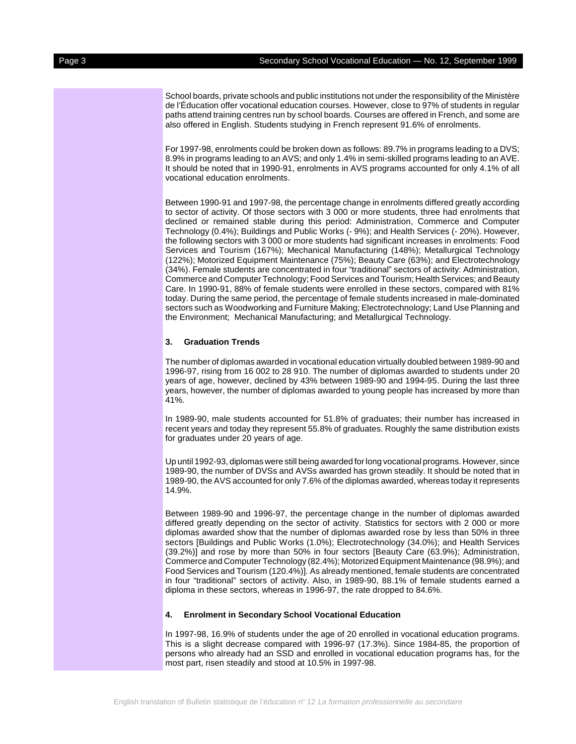School boards, private schools and public institutions not under the responsibility of the Ministère de l'Éducation offer vocational education courses. However, close to 97% of students in regular paths attend training centres run by school boards. Courses are offered in French, and some are also offered in English. Students studying in French represent 91.6% of enrolments.

For 1997-98, enrolments could be broken down as follows: 89.7% in programs leading to a DVS; 8.9% in programs leading to an AVS; and only 1.4% in semi-skilled programs leading to an AVE. It should be noted that in 1990-91, enrolments in AVS programs accounted for only 4.1% of all vocational education enrolments.

Between 1990-91 and 1997-98, the percentage change in enrolments differed greatly according to sector of activity. Of those sectors with 3 000 or more students, three had enrolments that declined or remained stable during this period: Administration, Commerce and Computer Technology (0.4%); Buildings and Public Works (- 9%); and Health Services (- 20%). However, the following sectors with 3 000 or more students had significant increases in enrolments: Food Services and Tourism (167%); Mechanical Manufacturing (148%); Metallurgical Technology (122%); Motorized Equipment Maintenance (75%); Beauty Care (63%); and Electrotechnology (34%). Female students are concentrated in four "traditional" sectors of activity: Administration, Commerce and Computer Technology; Food Services and Tourism; Health Services; and Beauty Care. In 1990-91, 88% of female students were enrolled in these sectors, compared with 81% today. During the same period, the percentage of female students increased in male-dominated sectors such as Woodworking and Furniture Making; Electrotechnology; Land Use Planning and the Environment; Mechanical Manufacturing; and Metallurgical Technology.

### 3. Graduation Trends

The number of diplomas awarded in vocational education virtually doubled between 1989-90 and 1996-97, rising from 16 002 to 28 910. The number of diplomas awarded to students under 20 years of age, however, declined by 43% between 1989-90 and 1994-95. During the last three years, however, the number of diplomas awarded to young people has increased by more than 41%.

In 1989-90, male students accounted for 51.8% of graduates; their number has increased in recent years and today they represent 55.8% of graduates. Roughly the same distribution exists for graduates under 20 years of age.

Up until 1992-93, diplomas were still being awarded for long vocational programs. However, since 1989-90, the number of DVSs and AVSs awarded has grown steadily. It should be noted that in 1989-90, the AVS accounted for only 7.6% of the diplomas awarded, whereas today it represents 14.9%.

Between 1989-90 and 1996-97, the percentage change in the number of diplomas awarded differed greatly depending on the sector of activity. Statistics for sectors with 2 000 or more diplomas awarded show that the number of diplomas awarded rose by less than 50% in three sectors [Buildings and Public Works (1.0%); Electrotechnology (34.0%); and Health Services (39.2%)] and rose by more than 50% in four sectors [Beauty Care (63.9%); Administration, Commerce and Computer Technology (82.4%); Motorized Equipment Maintenance (98.9%); and Food Services and Tourism (120.4%)]. As already mentioned, female students are concentrated in four "traditional" sectors of activity. Also, in 1989-90, 88.1% of female students earned a diploma in these sectors, whereas in 1996-97, the rate dropped to 84.6%.

### 4. Enrolment in Secondary School Vocational Education

In 1997-98, 16.9% of students under the age of 20 enrolled in vocational education programs. This is a slight decrease compared with 1996-97 (17.3%). Since 1984-85, the proportion of persons who already had an SSD and enrolled in vocational education programs has, for the most part, risen steadily and stood at 10.5% in 1997-98.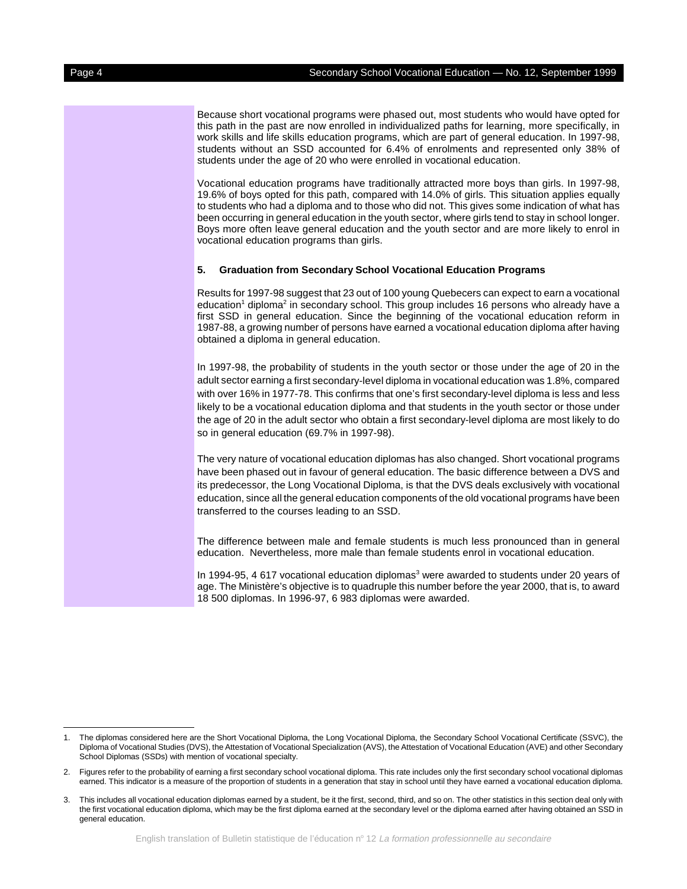Because short vocational programs were phased out, most students who would have opted for this path in the past are now enrolled in individualized paths for learning, more specifically, in work skills and life skills education programs, which are part of general education. In 1997-98, students without an SSD accounted for 6.4% of enrolments and represented only 38% of students under the age of 20 who were enrolled in vocational education.

Vocational education programs have traditionally attracted more boys than girls. In 1997-98, 19.6% of boys opted for this path, compared with 14.0% of girls. This situation applies equally to students who had a diploma and to those who did not. This gives some indication of what has been occurring in general education in the youth sector, where girls tend to stay in school longer. Boys more often leave general education and the youth sector and are more likely to enrol in vocational education programs than girls.

## 5. Graduation from Secondary School Vocational Education Programs

Results for 1997-98 suggest that 23 out of 100 young Quebecers can expect to earn a vocational education[1] diploma[2] in secondary school. This group includes 16 persons who already have a first SSD in general education. Since the beginning of the vocational education reform in 1987-88, a growing number of persons have earned a vocational education diploma after having obtained a diploma in general education.

In 1997-98, the probability of students in the youth sector or those under the age of 20 in the adult sector earning a first secondary-level diploma in vocational education was 1.8%, compared with over 16% in 1977-78. This confirms that one's first secondary-level diploma is less and less likely to be a vocational education diploma and that students in the youth sector or those under the age of 20 in the adult sector who obtain a first secondary-level diploma are most likely to do so in general education (69.7% in 1997-98).

The very nature of vocational education diplomas has also changed. Short vocational programs have been phased out in favour of general education. The basic difference between a DVS and its predecessor, the Long Vocational Diploma, is that the DVS deals exclusively with vocational education, since all the general education components of the old vocational programs have been transferred to the courses leading to an SSD.

The difference between male and female students is much less pronounced than in general education. Nevertheless, more male than female students enrol in vocational education.

In 1994-95, 4 617 vocational education diplomas[3] were awarded to students under 20 years of age. The Ministère's objective is to quadruple this number before the year 2000, that is, to award 18 500 diplomas. In 1996-97, 6 983 diplomas were awarded.

---

1. The diplomas considered here are the Short Vocational Diploma, the Long Vocational Diploma, the Secondary School Vocational Certificate (SSVC), the Diploma of Vocational Studies (DVS), the Attestation of Vocational Specialization (AVS), the Attestation of Vocational Education (AVE) and other Secondary School Diplomas (SSDs) with mention of vocational specialty.

2. Figures refer to the probability of earning a first secondary school vocational diploma. This rate includes only the first secondary school vocational diplomas earned. This indicator is a measure of the proportion of students in a generation that stay in school until they have earned a vocational education diploma.

3. This includes all vocational education diplomas earned by a student, be it the first, second, third, and so on. The other statistics in this section deal only with the first vocational education diploma, which may be the first diploma earned at the secondary level or the diploma earned after having obtained an SSD in general education.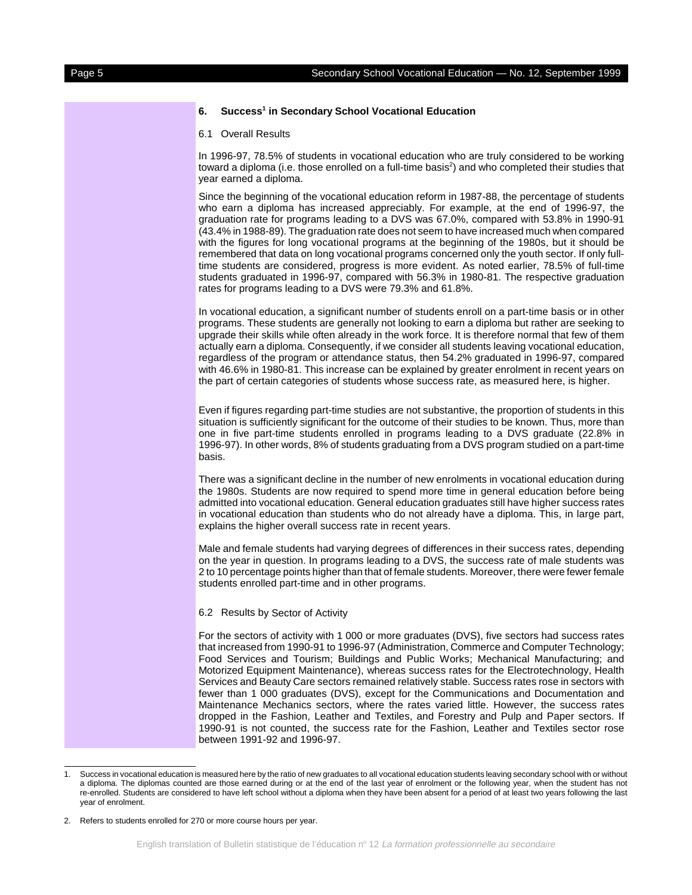## 6. Success[1] in Secondary School Vocational Education

### 6.1 Overall Results

In 1996-97, 78.5% of students in vocational education who are truly considered to be working toward a diploma (i.e. those enrolled on a full-time basis[2]) and who completed their studies that year earned a diploma.

Since the beginning of the vocational education reform in 1987-88, the percentage of students who earn a diploma has increased appreciably. For example, at the end of 1996-97, the graduation rate for programs leading to a DVS was 67.0%, compared with 53.8% in 1990-91 (43.4% in 1988-89). The graduation rate does not seem to have increased much when compared with the figures for long vocational programs at the beginning of the 1980s, but it should be remembered that data on long vocational programs concerned only the youth sector. If only full-time students are considered, progress is more evident. As noted earlier, 78.5% of full-time students graduated in 1996-97, compared with 56.3% in 1980-81. The respective graduation rates for programs leading to a DVS were 79.3% and 61.8%.

In vocational education, a significant number of students enroll on a part-time basis or in other programs. These students are generally not looking to earn a diploma but rather are seeking to upgrade their skills while often already in the work force. It is therefore normal that few of them actually earn a diploma. Consequently, if we consider all students leaving vocational education, regardless of the program or attendance status, then 54.2% graduated in 1996-97, compared with 46.6% in 1980-81. This increase can be explained by greater enrolment in recent years on the part of certain categories of students whose success rate, as measured here, is higher.

Even if figures regarding part-time studies are not substantive, the proportion of students in this situation is sufficiently significant for the outcome of their studies to be known. Thus, more than one in five part-time students enrolled in programs leading to a DVS graduate (22.8% in 1996-97). In other words, 8% of students graduating from a DVS program studied on a part-time basis.

There was a significant decline in the number of new enrolments in vocational education during the 1980s. Students are now required to spend more time in general education before being admitted into vocational education. General education graduates still have higher success rates in vocational education than students who do not already have a diploma. This, in large part, explains the higher overall success rate in recent years.

Male and female students had varying degrees of differences in their success rates, depending on the year in question. In programs leading to a DVS, the success rate of male students was 2 to 10 percentage points higher than that of female students. Moreover, there were fewer female students enrolled part-time and in other programs.

### 6.2 Results by Sector of Activity

For the sectors of activity with 1 000 or more graduates (DVS), five sectors had success rates that increased from 1990-91 to 1996-97 (Administration, Commerce and Computer Technology; Food Services and Tourism; Buildings and Public Works; Mechanical Manufacturing; and Motorized Equipment Maintenance), whereas success rates for the Electrotechnology, Health Services and Beauty Care sectors remained relatively stable. Success rates rose in sectors with fewer than 1 000 graduates (DVS), except for the Communications and Documentation and Maintenance Mechanics sectors, where the rates varied little. However, the success rates dropped in the Fashion, Leather and Textiles, and Forestry and Pulp and Paper sectors. If 1990-91 is not counted, the success rate for the Fashion, Leather and Textiles sector rose between 1991-92 and 1996-97.

---

1. Success in vocational education is measured here by the ratio of new graduates to all vocational education students leaving secondary school with or without a diploma. The diplomas counted are those earned during or at the end of the last year of enrolment or the following year, when the student has not re-enrolled. Students are considered to have left school without a diploma when they have been absent for a period of at least two years following the last year of enrolment.

2. Refers to students enrolled for 270 or more course hours per year.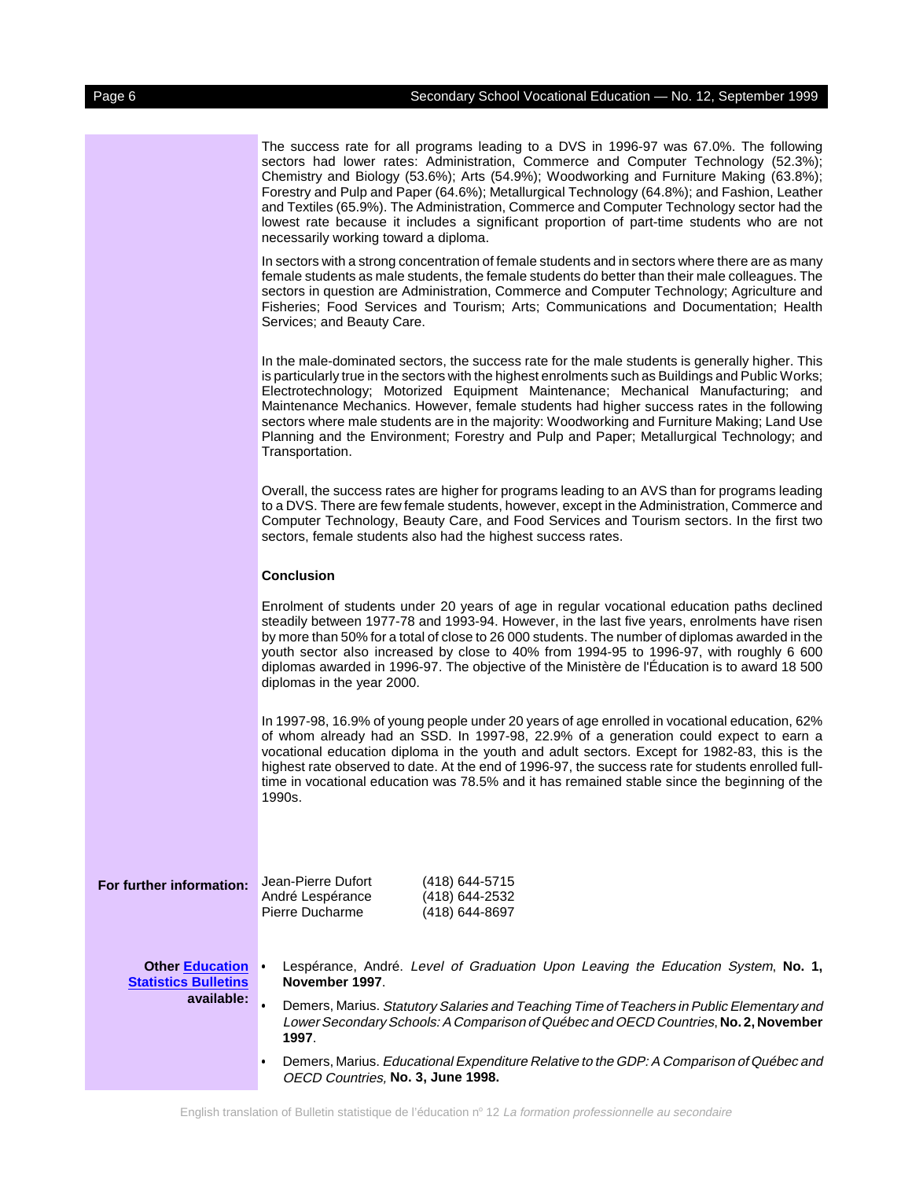The success rate for all programs leading to a DVS in 1996-97 was 67.0%. The following sectors had lower rates: Administration, Commerce and Computer Technology (52.3%); Chemistry and Biology (53.6%); Arts (54.9%); Woodworking and Furniture Making (63.8%); Forestry and Pulp and Paper (64.6%); Metallurgical Technology (64.8%); and Fashion, Leather and Textiles (65.9%). The Administration, Commerce and Computer Technology sector had the lowest rate because it includes a significant proportion of part-time students who are not necessarily working toward a diploma.

In sectors with a strong concentration of female students and in sectors where there are as many female students as male students, the female students do better than their male colleagues. The sectors in question are Administration, Commerce and Computer Technology; Agriculture and Fisheries; Food Services and Tourism; Arts; Communications and Documentation; Health Services; and Beauty Care.

In the male-dominated sectors, the success rate for the male students is generally higher. This is particularly true in the sectors with the highest enrolments such as Buildings and Public Works; Electrotechnology; Motorized Equipment Maintenance; Mechanical Manufacturing; and Maintenance Mechanics. However, female students had higher success rates in the following sectors where male students are in the majority: Woodworking and Furniture Making; Land Use Planning and the Environment; Forestry and Pulp and Paper; Metallurgical Technology; and Transportation.

Overall, the success rates are higher for programs leading to an AVS than for programs leading to a DVS. There are few female students, however, except in the Administration, Commerce and Computer Technology, Beauty Care, and Food Services and Tourism sectors. In the first two sectors, female students also had the highest success rates.

**Conclusion**

Enrolment of students under 20 years of age in regular vocational education paths declined steadily between 1977-78 and 1993-94. However, in the last five years, enrolments have risen by more than 50% for a total of close to 26 000 students. The number of diplomas awarded in the youth sector also increased by close to 40% from 1994-95 to 1996-97, with roughly 6 600 diplomas awarded in 1996-97. The objective of the Ministère de l'Éducation is to award 18 500 diplomas in the year 2000.

In 1997-98, 16.9% of young people under 20 years of age enrolled in vocational education, 62% of whom already had an SSD. In 1997-98, 22.9% of a generation could expect to earn a vocational education diploma in the youth and adult sectors. Except for 1982-83, this is the highest rate observed to date. At the end of 1996-97, the success rate for students enrolled full-time in vocational education was 78.5% and it has remained stable since the beginning of the 1990s.

**For further information:**

| | |
|---|---|
| Jean-Pierre Dufort | (418) 644-5715 |
| André Lespérance | (418) 644-2532 |
| Pierre Ducharme | (418) 644-8697 |

**Other Education Statistics Bulletins available:**

- Lespérance, André. *Level of Graduation Upon Leaving the Education System*, **No. 1, November 1997**.
- Demers, Marius. *Statutory Salaries and Teaching Time of Teachers in Public Elementary and Lower Secondary Schools: A Comparison of Québec and OECD Countries*, **No. 2, November 1997**.
- Demers, Marius. *Educational Expenditure Relative to the GDP: A Comparison of Québec and OECD Countries,* **No. 3, June 1998.**

English translation of Bulletin statistique de l'éducation n° 12 *La formation professionnelle au secondaire*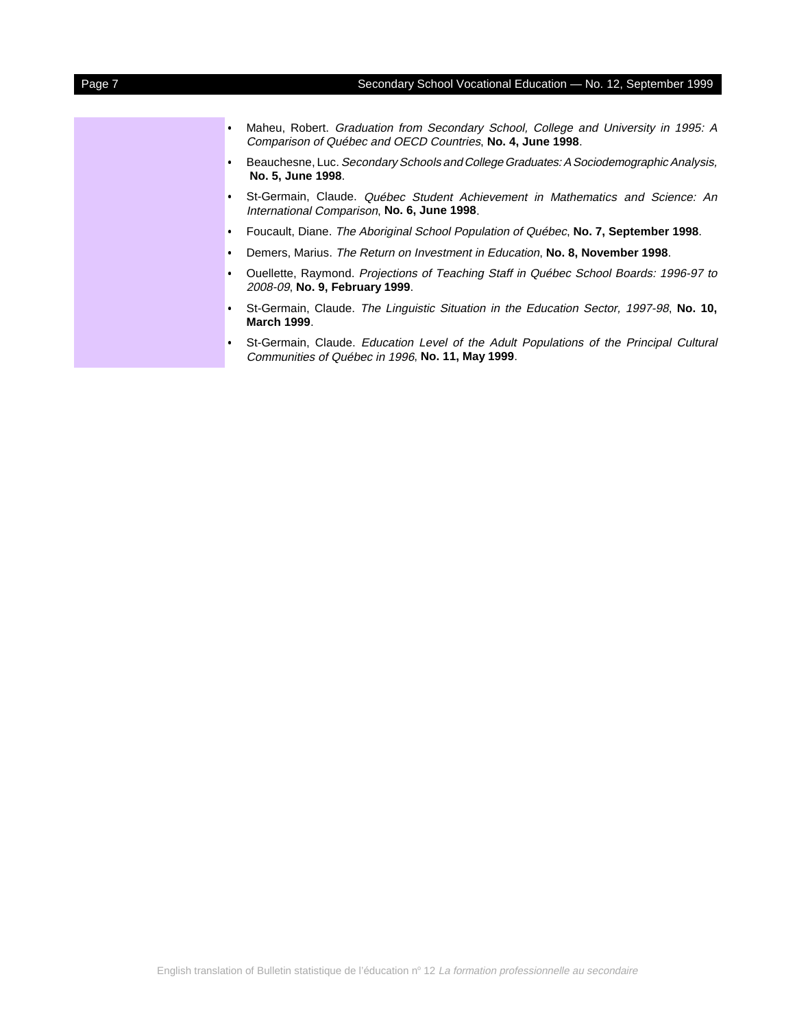- Maheu, Robert. *Graduation from Secondary School, College and University in 1995: A Comparison of Québec and OECD Countries*, **No. 4, June 1998**.
- Beauchesne, Luc. *Secondary Schools and College Graduates: A Sociodemographic Analysis,* **No. 5, June 1998**.
- St-Germain, Claude. *Québec Student Achievement in Mathematics and Science: An International Comparison*, **No. 6, June 1998**.
- Foucault, Diane. *The Aboriginal School Population of Québec*, **No. 7, September 1998**.
- Demers, Marius. *The Return on Investment in Education*, **No. 8, November 1998**.
- Ouellette, Raymond. *Projections of Teaching Staff in Québec School Boards: 1996-97 to 2008-09*, **No. 9, February 1999**.
- St-Germain, Claude. *The Linguistic Situation in the Education Sector, 1997-98*, **No. 10, March 1999**.
- St-Germain, Claude. *Education Level of the Adult Populations of the Principal Cultural Communities of Québec in 1996*, **No. 11, May 1999**.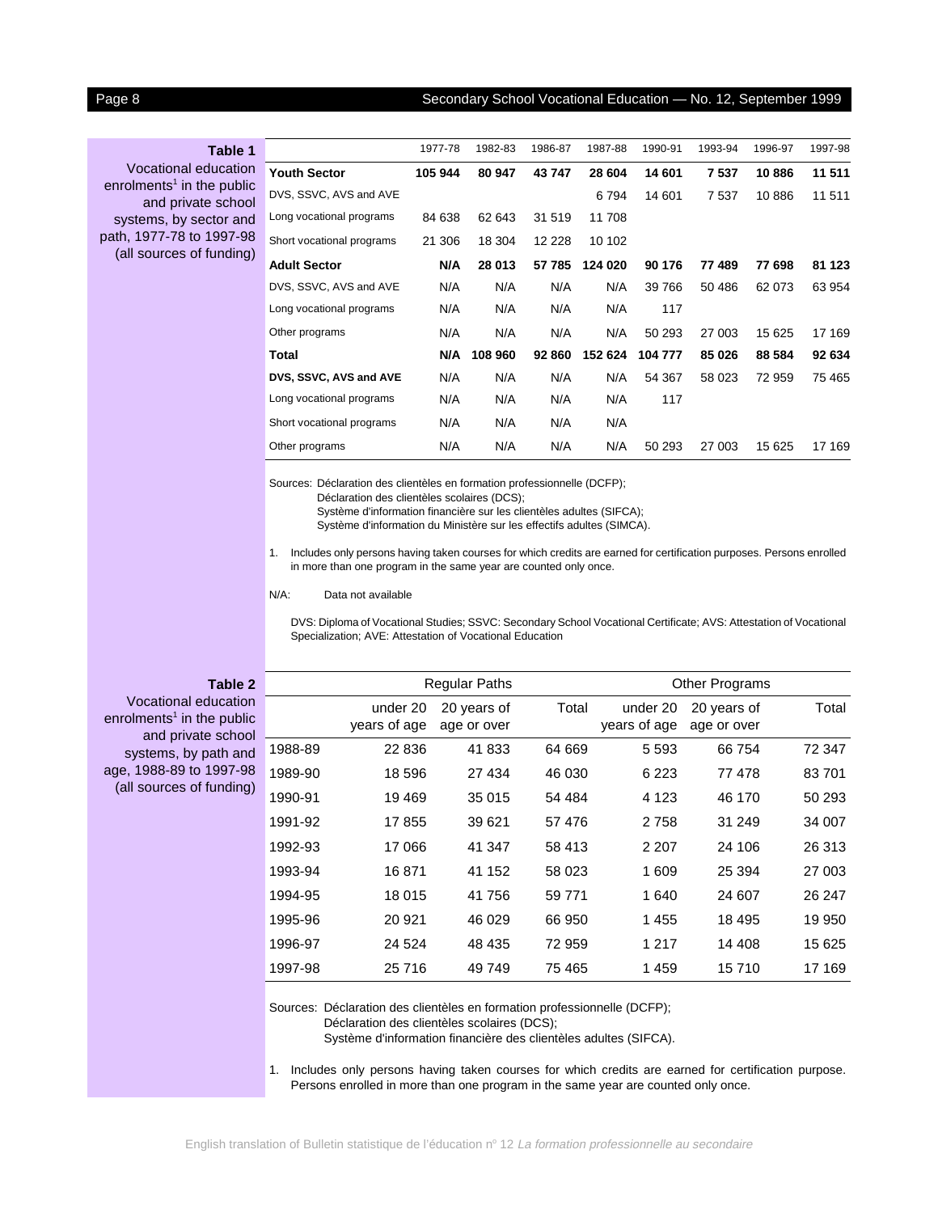**Table 1**
Vocational education enrolments[1] in the public and private school systems, by sector and path, 1977-78 to 1997-98 (all sources of funding)

| | 1977-78 | 1982-83 | 1986-87 | 1987-88 | 1990-91 | 1993-94 | 1996-97 | 1997-98 |
|---|---|---|---|---|---|---|---|---|
| **Youth Sector** | **105 944** | **80 947** | **43 747** | **28 604** | **14 601** | **7 537** | **10 886** | **11 511** |
| DVS, SSVC, AVS and AVE | | | | 6 794 | 14 601 | 7 537 | 10 886 | 11 511 |
| Long vocational programs | 84 638 | 62 643 | 31 519 | 11 708 | | | | |
| Short vocational programs | 21 306 | 18 304 | 12 228 | 10 102 | | | | |
| **Adult Sector** | **N/A** | **28 013** | **57 785** | **124 020** | **90 176** | **77 489** | **77 698** | **81 123** |
| DVS, SSVC, AVS and AVE | N/A | N/A | N/A | N/A | 39 766 | 50 486 | 62 073 | 63 954 |
| Long vocational programs | N/A | N/A | N/A | N/A | 117 | | | |
| Other programs | N/A | N/A | N/A | N/A | 50 293 | 27 003 | 15 625 | 17 169 |
| **Total** | **N/A** | **108 960** | **92 860** | **152 624** | **104 777** | **85 026** | **88 584** | **92 634** |
| **DVS, SSVC, AVS and AVE** | N/A | N/A | N/A | N/A | 54 367 | 58 023 | 72 959 | 75 465 |
| Long vocational programs | N/A | N/A | N/A | N/A | 117 | | | |
| Short vocational programs | N/A | N/A | N/A | N/A | | | | |
| Other programs | N/A | N/A | N/A | N/A | 50 293 | 27 003 | 15 625 | 17 169 |

Sources: Déclaration des clientèles en formation professionnelle (DCFP);
Déclaration des clientèles scolaires (DCS);
Système d'information financière sur les clientèles adultes (SIFCA);
Système d'information du Ministère sur les effectifs adultes (SIMCA).

1. Includes only persons having taken courses for which credits are earned for certification purposes. Persons enrolled in more than one program in the same year are counted only once.

N/A: Data not available

DVS: Diploma of Vocational Studies; SSVC: Secondary School Vocational Certificate; AVS: Attestation of Vocational Specialization; AVE: Attestation of Vocational Education

**Table 2**
Vocational education enrolments[1] in the public and private school systems, by path and age, 1988-89 to 1997-98 (all sources of funding)

| | Regular Paths | | | Other Programs | | |
|---|---|---|---|---|---|---|
| | under 20 years of age | 20 years of age or over | Total | under 20 years of age | 20 years of age or over | Total |
| 1988-89 | 22 836 | 41 833 | 64 669 | 5 593 | 66 754 | 72 347 |
| 1989-90 | 18 596 | 27 434 | 46 030 | 6 223 | 77 478 | 83 701 |
| 1990-91 | 19 469 | 35 015 | 54 484 | 4 123 | 46 170 | 50 293 |
| 1991-92 | 17 855 | 39 621 | 57 476 | 2 758 | 31 249 | 34 007 |
| 1992-93 | 17 066 | 41 347 | 58 413 | 2 207 | 24 106 | 26 313 |
| 1993-94 | 16 871 | 41 152 | 58 023 | 1 609 | 25 394 | 27 003 |
| 1994-95 | 18 015 | 41 756 | 59 771 | 1 640 | 24 607 | 26 247 |
| 1995-96 | 20 921 | 46 029 | 66 950 | 1 455 | 18 495 | 19 950 |
| 1996-97 | 24 524 | 48 435 | 72 959 | 1 217 | 14 408 | 15 625 |
| 1997-98 | 25 716 | 49 749 | 75 465 | 1 459 | 15 710 | 17 169 |

Sources: Déclaration des clientèles en formation professionnelle (DCFP);
Déclaration des clientèles scolaires (DCS);
Système d'information financière des clientèles adultes (SIFCA).

1. Includes only persons having taken courses for which credits are earned for certification purpose. Persons enrolled in more than one program in the same year are counted only once.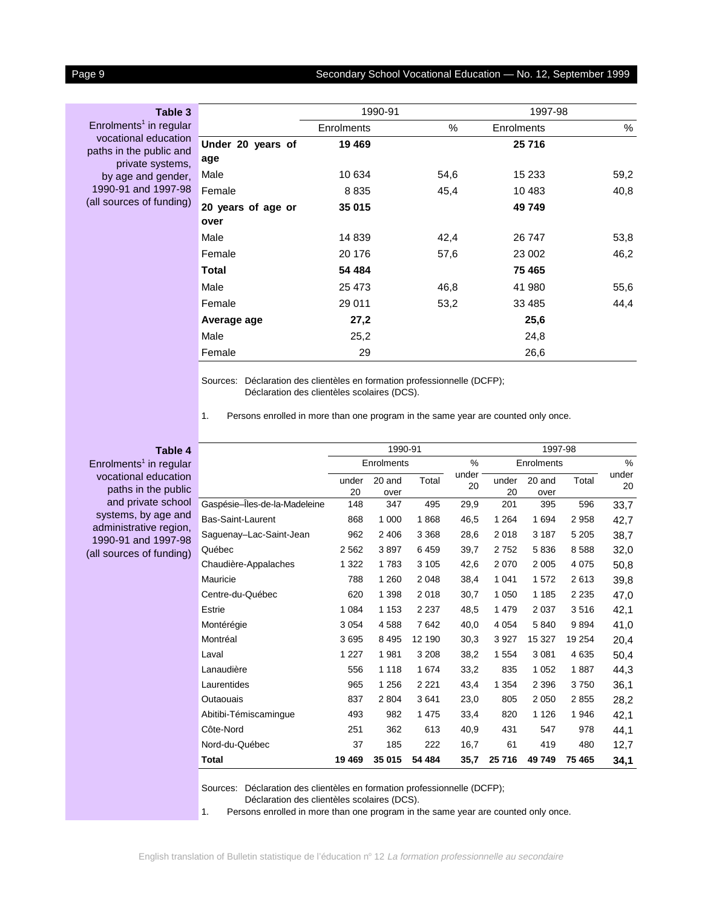**Table 3**
Enrolments[1] in regular vocational education paths in the public and private systems, by age and gender, 1990-91 and 1997-98 (all sources of funding)

| | 1990-91 | | 1997-98 | |
|---|---|---|---|---|
| | Enrolments | % | Enrolments | % |
| **Under 20 years of age** | **19 469** | | **25 716** | |
| Male | 10 634 | 54,6 | 15 233 | 59,2 |
| Female | 8 835 | 45,4 | 10 483 | 40,8 |
| **20 years of age or over** | **35 015** | | **49 749** | |
| Male | 14 839 | 42,4 | 26 747 | 53,8 |
| Female | 20 176 | 57,6 | 23 002 | 46,2 |
| **Total** | **54 484** | | **75 465** | |
| Male | 25 473 | 46,8 | 41 980 | 55,6 |
| Female | 29 011 | 53,2 | 33 485 | 44,4 |
| **Average age** | **27,2** | | **25,6** | |
| Male | 25,2 | | 24,8 | |
| Female | 29 | | 26,6 | |

Sources: Déclaration des clientèles en formation professionnelle (DCFP);
Déclaration des clientèles scolaires (DCS).

1. Persons enrolled in more than one program in the same year are counted only once.

**Table 4**
Enrolments[1] in regular vocational education paths in the public and private school systems, by age and administrative region, 1990-91 and 1997-98 (all sources of funding)

| | 1990-91 | | | | 1997-98 | | | |
|---|---|---|---|---|---|---|---|---|
| | Enrolments | | | % | Enrolments | | | % |
| | under 20 | 20 and over | Total | under 20 | under 20 | 20 and over | Total | under 20 |
| Gaspésie–Îles-de-la-Madeleine | 148 | 347 | 495 | 29,9 | 201 | 395 | 596 | 33,7 |
| Bas-Saint-Laurent | 868 | 1 000 | 1 868 | 46,5 | 1 264 | 1 694 | 2 958 | 42,7 |
| Saguenay–Lac-Saint-Jean | 962 | 2 406 | 3 368 | 28,6 | 2 018 | 3 187 | 5 205 | 38,7 |
| Québec | 2 562 | 3 897 | 6 459 | 39,7 | 2 752 | 5 836 | 8 588 | 32,0 |
| Chaudière-Appalaches | 1 322 | 1 783 | 3 105 | 42,6 | 2 070 | 2 005 | 4 075 | 50,8 |
| Mauricie | 788 | 1 260 | 2 048 | 38,4 | 1 041 | 1 572 | 2 613 | 39,8 |
| Centre-du-Québec | 620 | 1 398 | 2 018 | 30,7 | 1 050 | 1 185 | 2 235 | 47,0 |
| Estrie | 1 084 | 1 153 | 2 237 | 48,5 | 1 479 | 2 037 | 3 516 | 42,1 |
| Montérégie | 3 054 | 4 588 | 7 642 | 40,0 | 4 054 | 5 840 | 9 894 | 41,0 |
| Montréal | 3 695 | 8 495 | 12 190 | 30,3 | 3 927 | 15 327 | 19 254 | 20,4 |
| Laval | 1 227 | 1 981 | 3 208 | 38,2 | 1 554 | 3 081 | 4 635 | 50,4 |
| Lanaudière | 556 | 1 118 | 1 674 | 33,2 | 835 | 1 052 | 1 887 | 44,3 |
| Laurentides | 965 | 1 256 | 2 221 | 43,4 | 1 354 | 2 396 | 3 750 | 36,1 |
| Outaouais | 837 | 2 804 | 3 641 | 23,0 | 805 | 2 050 | 2 855 | 28,2 |
| Abitibi-Témiscamingue | 493 | 982 | 1 475 | 33,4 | 820 | 1 126 | 1 946 | 42,1 |
| Côte-Nord | 251 | 362 | 613 | 40,9 | 431 | 547 | 978 | 44,1 |
| Nord-du-Québec | 37 | 185 | 222 | 16,7 | 61 | 419 | 480 | 12,7 |
| **Total** | **19 469** | **35 015** | **54 484** | **35,7** | **25 716** | **49 749** | **75 465** | **34,1** |

Sources: Déclaration des clientèles en formation professionnelle (DCFP);
Déclaration des clientèles scolaires (DCS).

1. Persons enrolled in more than one program in the same year are counted only once.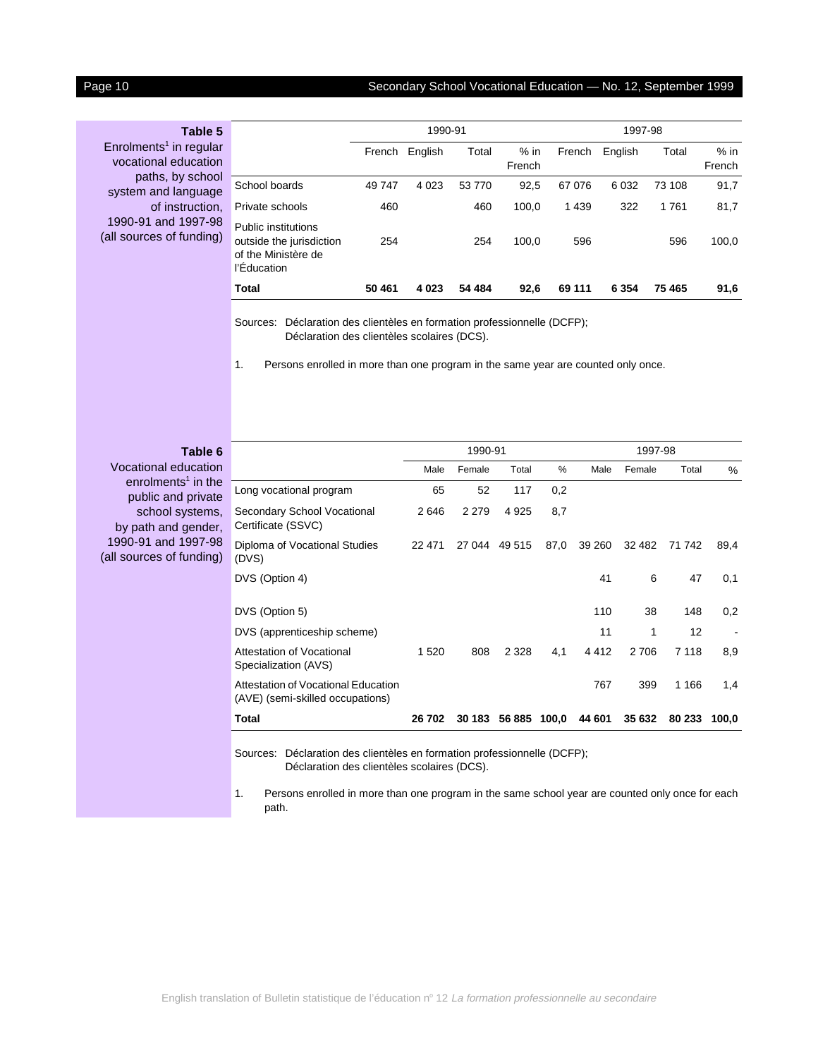**Table 5**
Enrolments[1] in regular vocational education paths, by school system and language of instruction, 1990-91 and 1997-98 (all sources of funding)

| | 1990-91 | | | | 1997-98 | | | |
|---|---|---|---|---|---|---|---|---|
| | French | English | Total | % in French | French | English | Total | % in French |
| School boards | 49 747 | 4 023 | 53 770 | 92,5 | 67 076 | 6 032 | 73 108 | 91,7 |
| Private schools | 460 | | 460 | 100,0 | 1 439 | 322 | 1 761 | 81,7 |
| Public institutions outside the jurisdiction of the Ministère de l'Éducation | 254 | | 254 | 100,0 | 596 | | 596 | 100,0 |
| **Total** | **50 461** | **4 023** | **54 484** | **92,6** | **69 111** | **6 354** | **75 465** | **91,6** |

Sources: Déclaration des clientèles en formation professionnelle (DCFP); Déclaration des clientèles scolaires (DCS).

1. Persons enrolled in more than one program in the same year are counted only once.

**Table 6**
Vocational education enrolments[1] in the public and private school systems, by path and gender, 1990-91 and 1997-98 (all sources of funding)

| | 1990-91 | | | | 1997-98 | | | |
|---|---|---|---|---|---|---|---|---|
| | Male | Female | Total | % | Male | Female | Total | % |
| Long vocational program | 65 | 52 | 117 | 0,2 | | | | |
| Secondary School Vocational Certificate (SSVC) | 2 646 | 2 279 | 4 925 | 8,7 | | | | |
| Diploma of Vocational Studies (DVS) | 22 471 | 27 044 | 49 515 | 87,0 | 39 260 | 32 482 | 71 742 | 89,4 |
| DVS (Option 4) | | | | | 41 | 6 | 47 | 0,1 |
| DVS (Option 5) | | | | | 110 | 38 | 148 | 0,2 |
| DVS (apprenticeship scheme) | | | | | 11 | 1 | 12 | - |
| Attestation of Vocational Specialization (AVS) | 1 520 | 808 | 2 328 | 4,1 | 4 412 | 2 706 | 7 118 | 8,9 |
| Attestation of Vocational Education (AVE) (semi-skilled occupations) | | | | | 767 | 399 | 1 166 | 1,4 |
| **Total** | **26 702** | **30 183** | **56 885** | **100,0** | **44 601** | **35 632** | **80 233** | **100,0** |

Sources: Déclaration des clientèles en formation professionnelle (DCFP); Déclaration des clientèles scolaires (DCS).

1. Persons enrolled in more than one program in the same school year are counted only once for each path.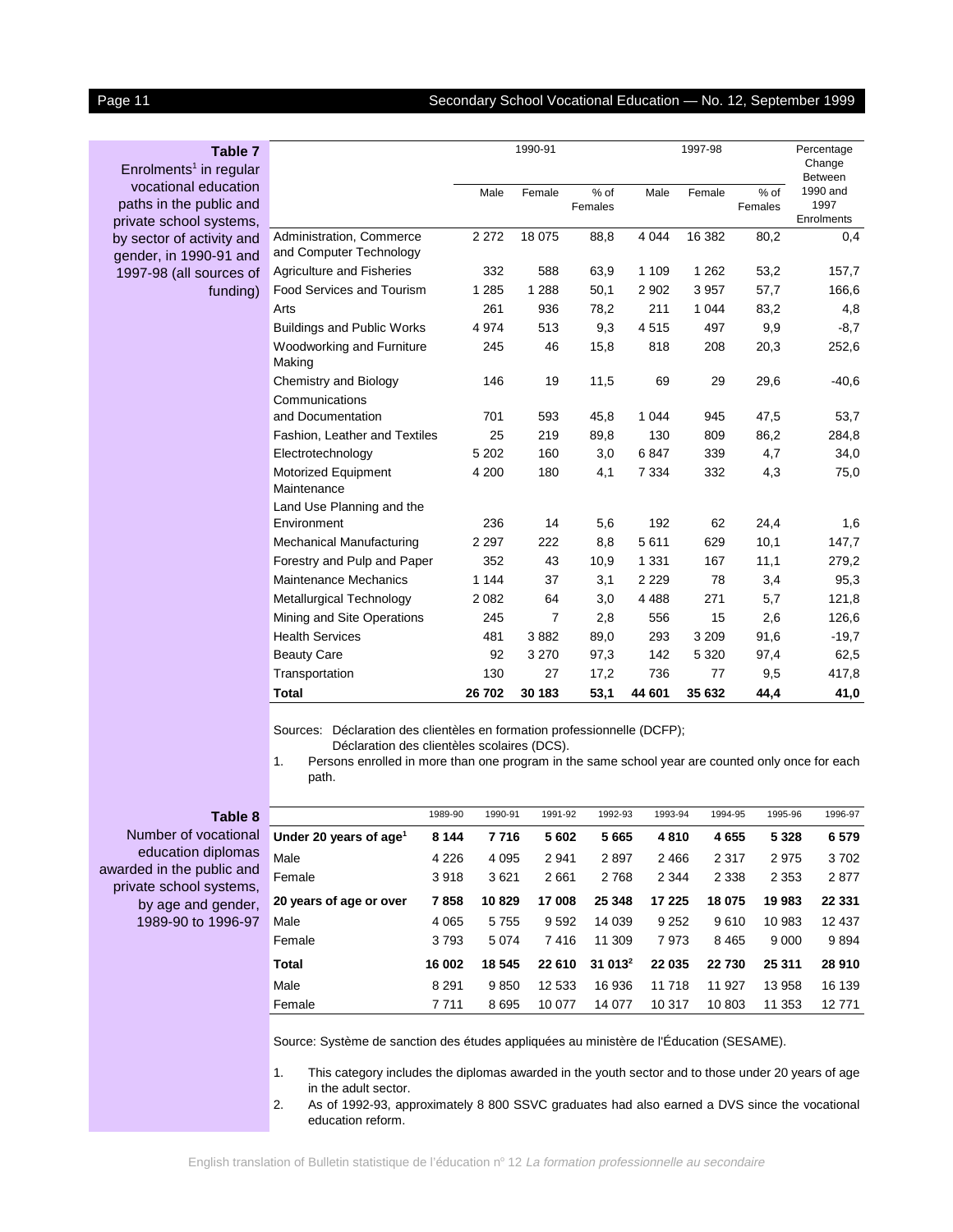**Table 7**
Enrolments[1] in regular vocational education paths in the public and private school systems, by sector of activity and gender, in 1990-91 and 1997-98 (all sources of funding)

| | 1990-91 | | | 1997-98 | | | Percentage Change Between 1990 and 1997 Enrolments |
|---|---|---|---|---|---|---|---|
| | Male | Female | % of Females | Male | Female | % of Females | |
| Administration, Commerce and Computer Technology | 2 272 | 18 075 | 88,8 | 4 044 | 16 382 | 80,2 | 0,4 |
| Agriculture and Fisheries | 332 | 588 | 63,9 | 1 109 | 1 262 | 53,2 | 157,7 |
| Food Services and Tourism | 1 285 | 1 288 | 50,1 | 2 902 | 3 957 | 57,7 | 166,6 |
| Arts | 261 | 936 | 78,2 | 211 | 1 044 | 83,2 | 4,8 |
| Buildings and Public Works | 4 974 | 513 | 9,3 | 4 515 | 497 | 9,9 | -8,7 |
| Woodworking and Furniture Making | 245 | 46 | 15,8 | 818 | 208 | 20,3 | 252,6 |
| Chemistry and Biology | 146 | 19 | 11,5 | 69 | 29 | 29,6 | -40,6 |
| Communications and Documentation | 701 | 593 | 45,8 | 1 044 | 945 | 47,5 | 53,7 |
| Fashion, Leather and Textiles | 25 | 219 | 89,8 | 130 | 809 | 86,2 | 284,8 |
| Electrotechnology | 5 202 | 160 | 3,0 | 6 847 | 339 | 4,7 | 34,0 |
| Motorized Equipment Maintenance | 4 200 | 180 | 4,1 | 7 334 | 332 | 4,3 | 75,0 |
| Land Use Planning and the Environment | 236 | 14 | 5,6 | 192 | 62 | 24,4 | 1,6 |
| Mechanical Manufacturing | 2 297 | 222 | 8,8 | 5 611 | 629 | 10,1 | 147,7 |
| Forestry and Pulp and Paper | 352 | 43 | 10,9 | 1 331 | 167 | 11,1 | 279,2 |
| Maintenance Mechanics | 1 144 | 37 | 3,1 | 2 229 | 78 | 3,4 | 95,3 |
| Metallurgical Technology | 2 082 | 64 | 3,0 | 4 488 | 271 | 5,7 | 121,8 |
| Mining and Site Operations | 245 | 7 | 2,8 | 556 | 15 | 2,6 | 126,6 |
| Health Services | 481 | 3 882 | 89,0 | 293 | 3 209 | 91,6 | -19,7 |
| Beauty Care | 92 | 3 270 | 97,3 | 142 | 5 320 | 97,4 | 62,5 |
| Transportation | 130 | 27 | 17,2 | 736 | 77 | 9,5 | 417,8 |
| **Total** | **26 702** | **30 183** | **53,1** | **44 601** | **35 632** | **44,4** | **41,0** |

Sources: Déclaration des clientèles en formation professionnelle (DCFP); Déclaration des clientèles scolaires (DCS).

1. Persons enrolled in more than one program in the same school year are counted only once for each path.

**Table 8**
Number of vocational education diplomas awarded in the public and private school systems, by age and gender, 1989-90 to 1996-97

| | 1989-90 | 1990-91 | 1991-92 | 1992-93 | 1993-94 | 1994-95 | 1995-96 | 1996-97 |
|---|---|---|---|---|---|---|---|---|
| **Under 20 years of age[1]** | **8 144** | **7 716** | **5 602** | **5 665** | **4 810** | **4 655** | **5 328** | **6 579** |
| Male | 4 226 | 4 095 | 2 941 | 2 897 | 2 466 | 2 317 | 2 975 | 3 702 |
| Female | 3 918 | 3 621 | 2 661 | 2 768 | 2 344 | 2 338 | 2 353 | 2 877 |
| **20 years of age or over** | **7 858** | **10 829** | **17 008** | **25 348** | **17 225** | **18 075** | **19 983** | **22 331** |
| Male | 4 065 | 5 755 | 9 592 | 14 039 | 9 252 | 9 610 | 10 983 | 12 437 |
| Female | 3 793 | 5 074 | 7 416 | 11 309 | 7 973 | 8 465 | 9 000 | 9 894 |
| **Total** | **16 002** | **18 545** | **22 610** | **31 013[2]** | **22 035** | **22 730** | **25 311** | **28 910** |
| Male | 8 291 | 9 850 | 12 533 | 16 936 | 11 718 | 11 927 | 13 958 | 16 139 |
| Female | 7 711 | 8 695 | 10 077 | 14 077 | 10 317 | 10 803 | 11 353 | 12 771 |

Source: Système de sanction des études appliquées au ministère de l'Éducation (SESAME).

1. This category includes the diplomas awarded in the youth sector and to those under 20 years of age in the adult sector.
2. As of 1992-93, approximately 8 800 SSVC graduates had also earned a DVS since the vocational education reform.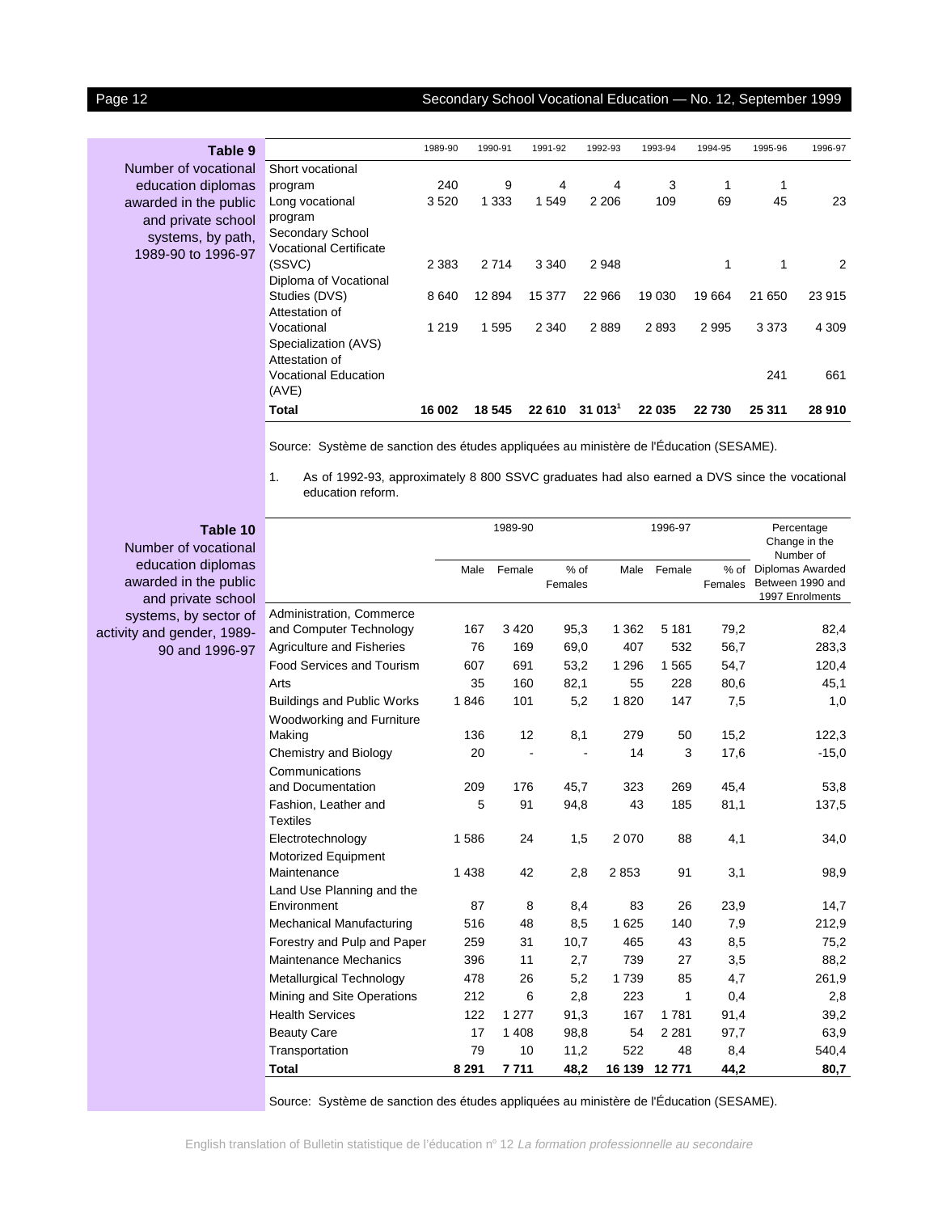**Table 9**
Number of vocational education diplomas awarded in the public and private school systems, by path, 1989-90 to 1996-97

| | 1989-90 | 1990-91 | 1991-92 | 1992-93 | 1993-94 | 1994-95 | 1995-96 | 1996-97 |
|---|---|---|---|---|---|---|---|---|
| Short vocational program | 240 | 9 | 4 | 4 | 3 | 1 | 1 | |
| Long vocational program | 3 520 | 1 333 | 1 549 | 2 206 | 109 | 69 | 45 | 23 |
| Secondary School Vocational Certificate (SSVC) | 2 383 | 2 714 | 3 340 | 2 948 | | 1 | 1 | 2 |
| Diploma of Vocational Studies (DVS) | 8 640 | 12 894 | 15 377 | 22 966 | 19 030 | 19 664 | 21 650 | 23 915 |
| Attestation of Vocational Specialization (AVS) | 1 219 | 1 595 | 2 340 | 2 889 | 2 893 | 2 995 | 3 373 | 4 309 |
| Attestation of Vocational Education (AVE) | | | | | | | 241 | 661 |
| **Total** | **16 002** | **18 545** | **22 610** | **31 013**[1] | **22 035** | **22 730** | **25 311** | **28 910** |

Source: Système de sanction des études appliquées au ministère de l'Éducation (SESAME).

1. As of 1992-93, approximately 8 800 SSVC graduates had also earned a DVS since the vocational education reform.

**Table 10**
Number of vocational education diplomas awarded in the public and private school systems, by sector of activity and gender, 1989-90 and 1996-97

| | 1989-90 | | | 1996-97 | | | Percentage Change in the Number of |
|---|---|---|---|---|---|---|---|
| | Male | Female | % of Females | Male | Female | % of Females | Diplomas Awarded Between 1990 and 1997 Enrolments |
| Administration, Commerce and Computer Technology | 167 | 3 420 | 95,3 | 1 362 | 5 181 | 79,2 | 82,4 |
| Agriculture and Fisheries | 76 | 169 | 69,0 | 407 | 532 | 56,7 | 283,3 |
| Food Services and Tourism | 607 | 691 | 53,2 | 1 296 | 1 565 | 54,7 | 120,4 |
| Arts | 35 | 160 | 82,1 | 55 | 228 | 80,6 | 45,1 |
| Buildings and Public Works | 1 846 | 101 | 5,2 | 1 820 | 147 | 7,5 | 1,0 |
| Woodworking and Furniture Making | 136 | 12 | 8,1 | 279 | 50 | 15,2 | 122,3 |
| Chemistry and Biology | 20 | - | - | 14 | 3 | 17,6 | -15,0 |
| Communications and Documentation | 209 | 176 | 45,7 | 323 | 269 | 45,4 | 53,8 |
| Fashion, Leather and Textiles | 5 | 91 | 94,8 | 43 | 185 | 81,1 | 137,5 |
| Electrotechnology | 1 586 | 24 | 1,5 | 2 070 | 88 | 4,1 | 34,0 |
| Motorized Equipment Maintenance | 1 438 | 42 | 2,8 | 2 853 | 91 | 3,1 | 98,9 |
| Land Use Planning and the Environment | 87 | 8 | 8,4 | 83 | 26 | 23,9 | 14,7 |
| Mechanical Manufacturing | 516 | 48 | 8,5 | 1 625 | 140 | 7,9 | 212,9 |
| Forestry and Pulp and Paper | 259 | 31 | 10,7 | 465 | 43 | 8,5 | 75,2 |
| Maintenance Mechanics | 396 | 11 | 2,7 | 739 | 27 | 3,5 | 88,2 |
| Metallurgical Technology | 478 | 26 | 5,2 | 1 739 | 85 | 4,7 | 261,9 |
| Mining and Site Operations | 212 | 6 | 2,8 | 223 | 1 | 0,4 | 2,8 |
| Health Services | 122 | 1 277 | 91,3 | 167 | 1 781 | 91,4 | 39,2 |
| Beauty Care | 17 | 1 408 | 98,8 | 54 | 2 281 | 97,7 | 63,9 |
| Transportation | 79 | 10 | 11,2 | 522 | 48 | 8,4 | 540,4 |
| **Total** | **8 291** | **7 711** | **48,2** | **16 139** | **12 771** | **44,2** | **80,7** |

Source: Système de sanction des études appliquées au ministère de l'Éducation (SESAME).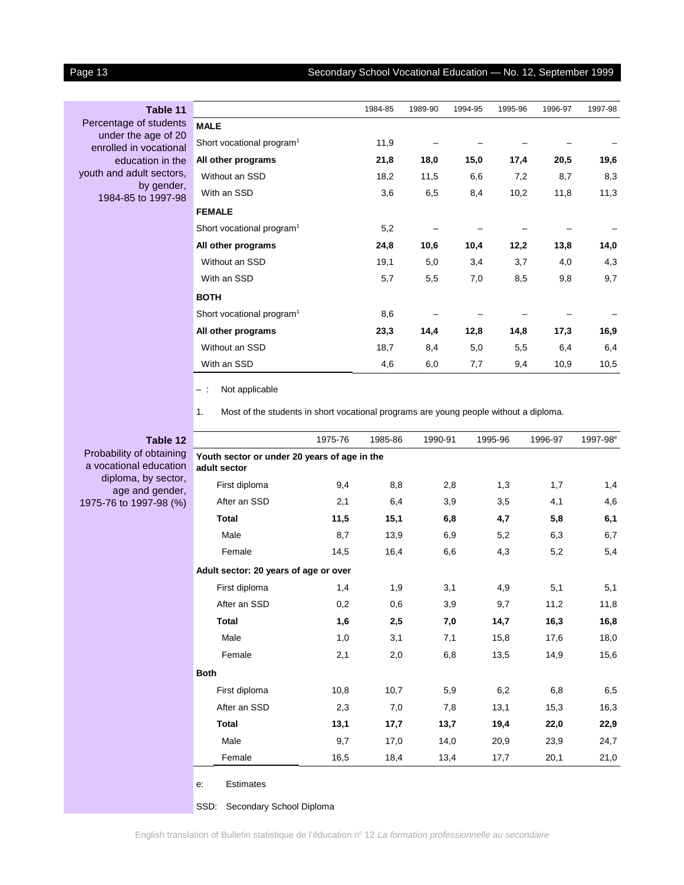**Table 11**
Percentage of students under the age of 20 enrolled in vocational education in the youth and adult sectors, by gender, 1984-85 to 1997-98

| | 1984-85 | 1989-90 | 1994-95 | 1995-96 | 1996-97 | 1997-98 |
|---|---|---|---|---|---|---|
| **MALE** | | | | | | |
| Short vocational program[1] | 11,9 | – | – | – | – | – |
| **All other programs** | **21,8** | **18,0** | **15,0** | **17,4** | **20,5** | **19,6** |
| Without an SSD | 18,2 | 11,5 | 6,6 | 7,2 | 8,7 | 8,3 |
| With an SSD | 3,6 | 6,5 | 8,4 | 10,2 | 11,8 | 11,3 |
| **FEMALE** | | | | | | |
| Short vocational program[1] | 5,2 | – | – | – | – | – |
| **All other programs** | **24,8** | **10,6** | **10,4** | **12,2** | **13,8** | **14,0** |
| Without an SSD | 19,1 | 5,0 | 3,4 | 3,7 | 4,0 | 4,3 |
| With an SSD | 5,7 | 5,5 | 7,0 | 8,5 | 9,8 | 9,7 |
| **BOTH** | | | | | | |
| Short vocational program[1] | 8,6 | – | – | – | – | – |
| **All other programs** | **23,3** | **14,4** | **12,8** | **14,8** | **17,3** | **16,9** |
| Without an SSD | 18,7 | 8,4 | 5,0 | 5,5 | 6,4 | 6,4 |
| With an SSD | 4,6 | 6,0 | 7,7 | 9,4 | 10,9 | 10,5 |

– : Not applicable

1. Most of the students in short vocational programs are young people without a diploma.

**Table 12**
Probability of obtaining a vocational education diploma, by sector, age and gender, 1975-76 to 1997-98 (%)

| | 1975-76 | 1985-86 | 1990-91 | 1995-96 | 1996-97 | 1997-98[e] |
|---|---|---|---|---|---|---|
| **Youth sector or under 20 years of age in the adult sector** | | | | | | |
| First diploma | 9,4 | 8,8 | 2,8 | 1,3 | 1,7 | 1,4 |
| After an SSD | 2,1 | 6,4 | 3,9 | 3,5 | 4,1 | 4,6 |
| **Total** | **11,5** | **15,1** | **6,8** | **4,7** | **5,8** | **6,1** |
| Male | 8,7 | 13,9 | 6,9 | 5,2 | 6,3 | 6,7 |
| Female | 14,5 | 16,4 | 6,6 | 4,3 | 5,2 | 5,4 |
| **Adult sector: 20 years of age or over** | | | | | | |
| First diploma | 1,4 | 1,9 | 3,1 | 4,9 | 5,1 | 5,1 |
| After an SSD | 0,2 | 0,6 | 3,9 | 9,7 | 11,2 | 11,8 |
| **Total** | **1,6** | **2,5** | **7,0** | **14,7** | **16,3** | **16,8** |
| Male | 1,0 | 3,1 | 7,1 | 15,8 | 17,6 | 18,0 |
| Female | 2,1 | 2,0 | 6,8 | 13,5 | 14,9 | 15,6 |
| **Both** | | | | | | |
| First diploma | 10,8 | 10,7 | 5,9 | 6,2 | 6,8 | 6,5 |
| After an SSD | 2,3 | 7,0 | 7,8 | 13,1 | 15,3 | 16,3 |
| **Total** | **13,1** | **17,7** | **13,7** | **19,4** | **22,0** | **22,9** |
| Male | 9,7 | 17,0 | 14,0 | 20,9 | 23,9 | 24,7 |
| Female | 16,5 | 18,4 | 13,4 | 17,7 | 20,1 | 21,0 |

e: Estimates

SSD: Secondary School Diploma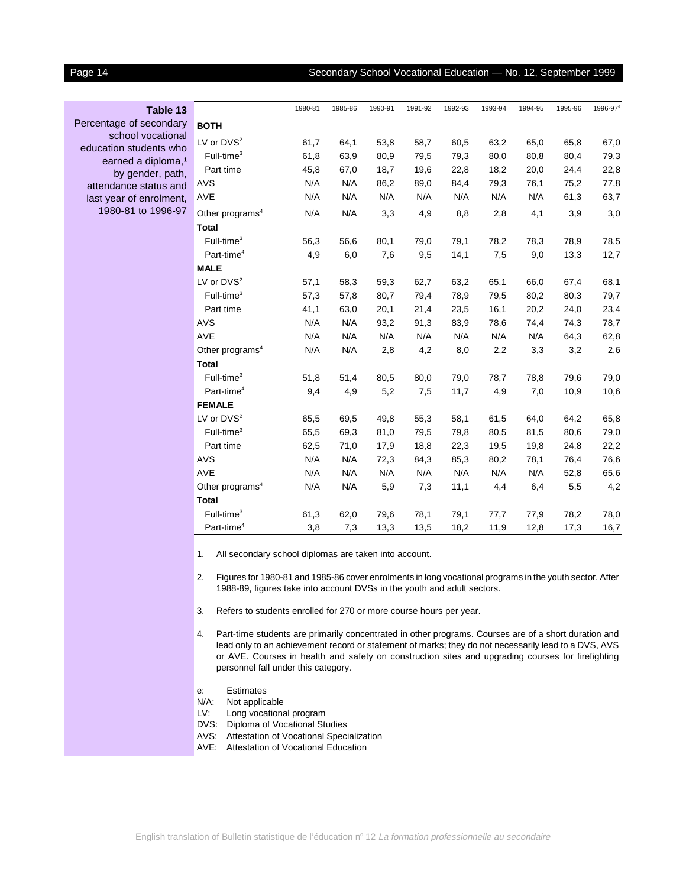**Table 13**
Percentage of secondary school vocational education students who earned a diploma,[1] by gender, path, attendance status and last year of enrolment, 1980-81 to 1996-97

| | 1980-81 | 1985-86 | 1990-91 | 1991-92 | 1992-93 | 1993-94 | 1994-95 | 1995-96 | 1996-97[e] |
|---|---|---|---|---|---|---|---|---|---|
| **BOTH** | | | | | | | | | |
| LV or DVS[2] | 61,7 | 64,1 | 53,8 | 58,7 | 60,5 | 63,2 | 65,0 | 65,8 | 67,0 |
| Full-time[3] | 61,8 | 63,9 | 80,9 | 79,5 | 79,3 | 80,0 | 80,8 | 80,4 | 79,3 |
| Part time | 45,8 | 67,0 | 18,7 | 19,6 | 22,8 | 18,2 | 20,0 | 24,4 | 22,8 |
| AVS | N/A | N/A | 86,2 | 89,0 | 84,4 | 79,3 | 76,1 | 75,2 | 77,8 |
| AVE | N/A | N/A | N/A | N/A | N/A | N/A | N/A | 61,3 | 63,7 |
| Other programs[4] | N/A | N/A | 3,3 | 4,9 | 8,8 | 2,8 | 4,1 | 3,9 | 3,0 |
| **Total** | | | | | | | | | |
| Full-time[3] | 56,3 | 56,6 | 80,1 | 79,0 | 79,1 | 78,2 | 78,3 | 78,9 | 78,5 |
| Part-time[4] | 4,9 | 6,0 | 7,6 | 9,5 | 14,1 | 7,5 | 9,0 | 13,3 | 12,7 |
| **MALE** | | | | | | | | | |
| LV or DVS[2] | 57,1 | 58,3 | 59,3 | 62,7 | 63,2 | 65,1 | 66,0 | 67,4 | 68,1 |
| Full-time[3] | 57,3 | 57,8 | 80,7 | 79,4 | 78,9 | 79,5 | 80,2 | 80,3 | 79,7 |
| Part time | 41,1 | 63,0 | 20,1 | 21,4 | 23,5 | 16,1 | 20,2 | 24,0 | 23,4 |
| AVS | N/A | N/A | 93,2 | 91,3 | 83,9 | 78,6 | 74,4 | 74,3 | 78,7 |
| AVE | N/A | N/A | N/A | N/A | N/A | N/A | N/A | 64,3 | 62,8 |
| Other programs[4] | N/A | N/A | 2,8 | 4,2 | 8,0 | 2,2 | 3,3 | 3,2 | 2,6 |
| **Total** | | | | | | | | | |
| Full-time[3] | 51,8 | 51,4 | 80,5 | 80,0 | 79,0 | 78,7 | 78,8 | 79,6 | 79,0 |
| Part-time[4] | 9,4 | 4,9 | 5,2 | 7,5 | 11,7 | 4,9 | 7,0 | 10,9 | 10,6 |
| **FEMALE** | | | | | | | | | |
| LV or DVS[2] | 65,5 | 69,5 | 49,8 | 55,3 | 58,1 | 61,5 | 64,0 | 64,2 | 65,8 |
| Full-time[3] | 65,5 | 69,3 | 81,0 | 79,5 | 79,8 | 80,5 | 81,5 | 80,6 | 79,0 |
| Part time | 62,5 | 71,0 | 17,9 | 18,8 | 22,3 | 19,5 | 19,8 | 24,8 | 22,2 |
| AVS | N/A | N/A | 72,3 | 84,3 | 85,3 | 80,2 | 78,1 | 76,4 | 76,6 |
| AVE | N/A | N/A | N/A | N/A | N/A | N/A | N/A | 52,8 | 65,6 |
| Other programs[4] | N/A | N/A | 5,9 | 7,3 | 11,1 | 4,4 | 6,4 | 5,5 | 4,2 |
| **Total** | | | | | | | | | |
| Full-time[3] | 61,3 | 62,0 | 79,6 | 78,1 | 79,1 | 77,7 | 77,9 | 78,2 | 78,0 |
| Part-time[4] | 3,8 | 7,3 | 13,3 | 13,5 | 18,2 | 11,9 | 12,8 | 17,3 | 16,7 |

1. All secondary school diplomas are taken into account.

2. Figures for 1980-81 and 1985-86 cover enrolments in long vocational programs in the youth sector. After 1988-89, figures take into account DVSs in the youth and adult sectors.

3. Refers to students enrolled for 270 or more course hours per year.

4. Part-time students are primarily concentrated in other programs. Courses are of a short duration and lead only to an achievement record or statement of marks; they do not necessarily lead to a DVS, AVS or AVE. Courses in health and safety on construction sites and upgrading courses for firefighting personnel fall under this category.

e: Estimates
N/A: Not applicable
LV: Long vocational program
DVS: Diploma of Vocational Studies
AVS: Attestation of Vocational Specialization
AVE: Attestation of Vocational Education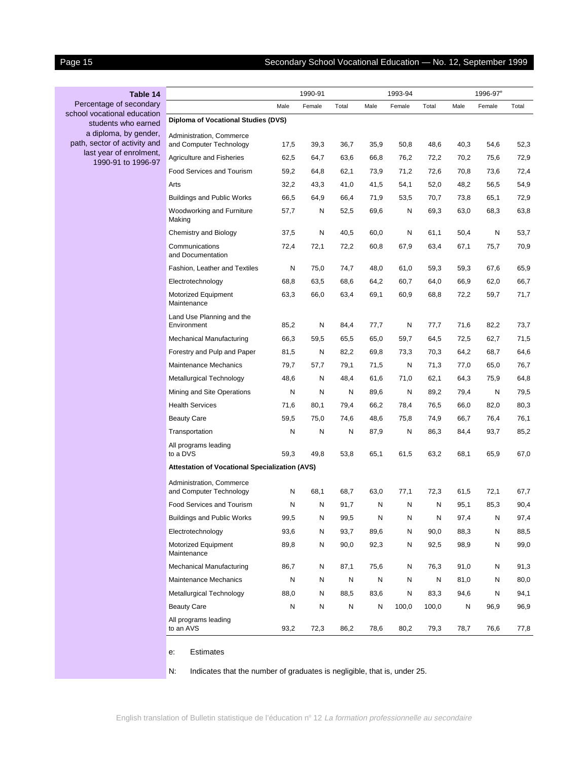**Table 14**
Percentage of secondary school vocational education students who earned a diploma, by gender, path, sector of activity and last year of enrolment, 1990-91 to 1996-97

| | 1990-91 | | | 1993-94 | | | 1996-97e | | |
|---|---|---|---|---|---|---|---|---|---|
| | Male | Female | Total | Male | Female | Total | Male | Female | Total |
| **Diploma of Vocational Studies (DVS)** | | | | | | | | | |
| Administration, Commerce and Computer Technology | 17,5 | 39,3 | 36,7 | 35,9 | 50,8 | 48,6 | 40,3 | 54,6 | 52,3 |
| Agriculture and Fisheries | 62,5 | 64,7 | 63,6 | 66,8 | 76,2 | 72,2 | 70,2 | 75,6 | 72,9 |
| Food Services and Tourism | 59,2 | 64,8 | 62,1 | 73,9 | 71,2 | 72,6 | 70,8 | 73,6 | 72,4 |
| Arts | 32,2 | 43,3 | 41,0 | 41,5 | 54,1 | 52,0 | 48,2 | 56,5 | 54,9 |
| Buildings and Public Works | 66,5 | 64,9 | 66,4 | 71,9 | 53,5 | 70,7 | 73,8 | 65,1 | 72,9 |
| Woodworking and Furniture Making | 57,7 | N | 52,5 | 69,6 | N | 69,3 | 63,0 | 68,3 | 63,8 |
| Chemistry and Biology | 37,5 | N | 40,5 | 60,0 | N | 61,1 | 50,4 | N | 53,7 |
| Communications and Documentation | 72,4 | 72,1 | 72,2 | 60,8 | 67,9 | 63,4 | 67,1 | 75,7 | 70,9 |
| Fashion, Leather and Textiles | N | 75,0 | 74,7 | 48,0 | 61,0 | 59,3 | 59,3 | 67,6 | 65,9 |
| Electrotechnology | 68,8 | 63,5 | 68,6 | 64,2 | 60,7 | 64,0 | 66,9 | 62,0 | 66,7 |
| Motorized Equipment Maintenance | 63,3 | 66,0 | 63,4 | 69,1 | 60,9 | 68,8 | 72,2 | 59,7 | 71,7 |
| Land Use Planning and the Environment | 85,2 | N | 84,4 | 77,7 | N | 77,7 | 71,6 | 82,2 | 73,7 |
| Mechanical Manufacturing | 66,3 | 59,5 | 65,5 | 65,0 | 59,7 | 64,5 | 72,5 | 62,7 | 71,5 |
| Forestry and Pulp and Paper | 81,5 | N | 82,2 | 69,8 | 73,3 | 70,3 | 64,2 | 68,7 | 64,6 |
| Maintenance Mechanics | 79,7 | 57,7 | 79,1 | 71,5 | N | 71,3 | 77,0 | 65,0 | 76,7 |
| Metallurgical Technology | 48,6 | N | 48,4 | 61,6 | 71,0 | 62,1 | 64,3 | 75,9 | 64,8 |
| Mining and Site Operations | N | N | N | 89,6 | N | 89,2 | 79,4 | N | 79,5 |
| Health Services | 71,6 | 80,1 | 79,4 | 66,2 | 78,4 | 76,5 | 66,0 | 82,0 | 80,3 |
| Beauty Care | 59,5 | 75,0 | 74,6 | 48,6 | 75,8 | 74,9 | 66,7 | 76,4 | 76,1 |
| Transportation | N | N | N | 87,9 | N | 86,3 | 84,4 | 93,7 | 85,2 |
| All programs leading to a DVS | 59,3 | 49,8 | 53,8 | 65,1 | 61,5 | 63,2 | 68,1 | 65,9 | 67,0 |
| **Attestation of Vocational Specialization (AVS)** | | | | | | | | | |
| Administration, Commerce and Computer Technology | N | 68,1 | 68,7 | 63,0 | 77,1 | 72,3 | 61,5 | 72,1 | 67,7 |
| Food Services and Tourism | N | N | 91,7 | N | N | N | 95,1 | 85,3 | 90,4 |
| Buildings and Public Works | 99,5 | N | 99,5 | N | N | N | 97,4 | N | 97,4 |
| Electrotechnology | 93,6 | N | 93,7 | 89,6 | N | 90,0 | 88,3 | N | 88,5 |
| Motorized Equipment Maintenance | 89,8 | N | 90,0 | 92,3 | N | 92,5 | 98,9 | N | 99,0 |
| Mechanical Manufacturing | 86,7 | N | 87,1 | 75,6 | N | 76,3 | 91,0 | N | 91,3 |
| Maintenance Mechanics | N | N | N | N | N | N | 81,0 | N | 80,0 |
| Metallurgical Technology | 88,0 | N | 88,5 | 83,6 | N | 83,3 | 94,6 | N | 94,1 |
| Beauty Care | N | N | N | N | 100,0 | 100,0 | N | 96,9 | 96,9 |
| All programs leading to an AVS | 93,2 | 72,3 | 86,2 | 78,6 | 80,2 | 79,3 | 78,7 | 76,6 | 77,8 |

e: Estimates

N: Indicates that the number of graduates is negligible, that is, under 25.